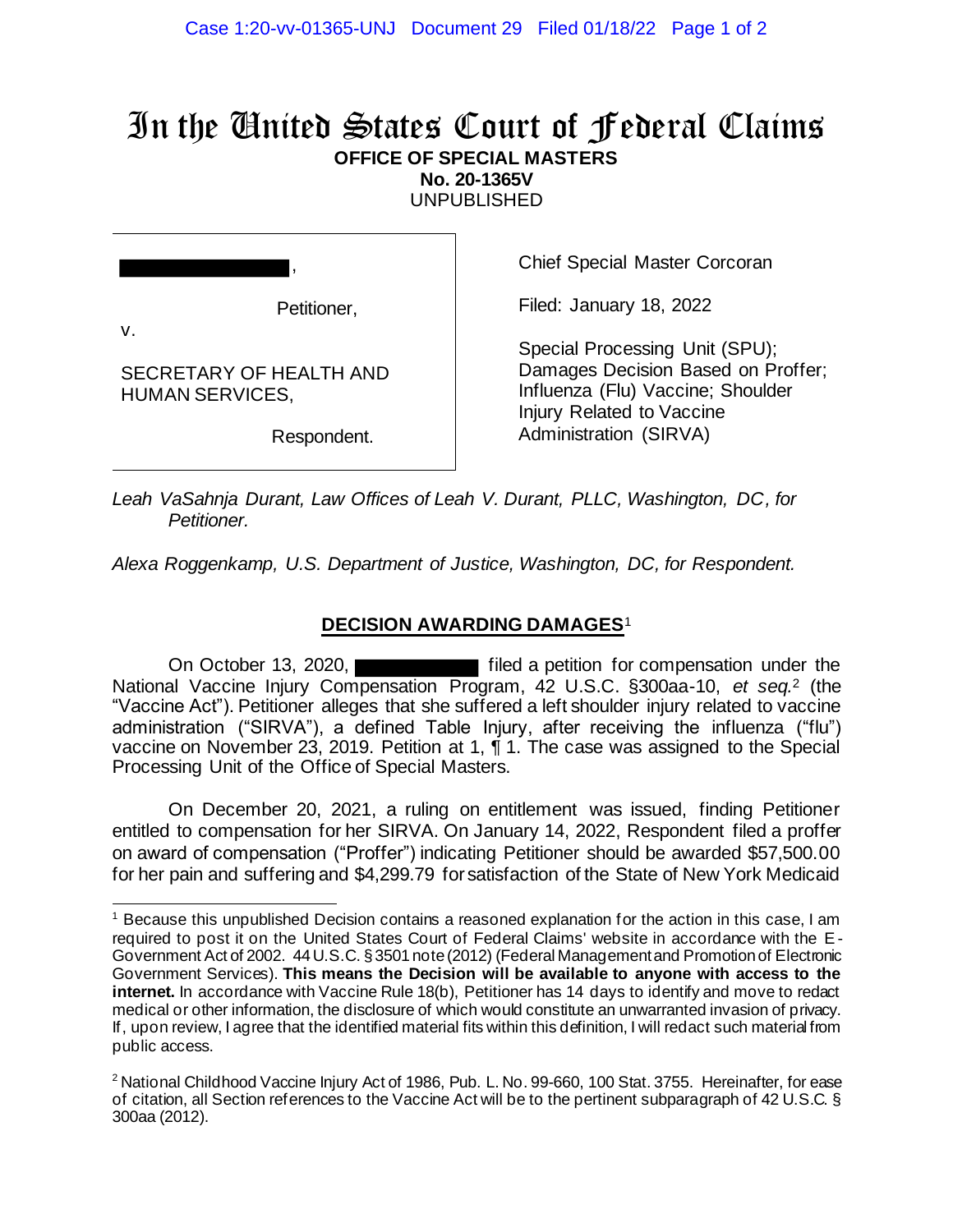# In the United States Court of Federal Claims

**OFFICE OF SPECIAL MASTERS**
**No. 20-1365V**
UNPUBLISHED

| | |
|---|---|
| ██████████, <br><br> Petitioner, <br> v. <br><br> SECRETARY OF HEALTH AND HUMAN SERVICES, <br><br> Respondent. | Chief Special Master Corcoran <br><br> Filed: January 18, 2022 <br><br> Special Processing Unit (SPU); Damages Decision Based on Proffer; Influenza (Flu) Vaccine; Shoulder Injury Related to Vaccine Administration (SIRVA) |

*Leah VaSahnja Durant, Law Offices of Leah V. Durant, PLLC, Washington, DC, for Petitioner.*

*Alexa Roggenkamp, U.S. Department of Justice, Washington, DC, for Respondent.*

## DECISION AWARDING DAMAGES[1]

On October 13, 2020, ██████████ filed a petition for compensation under the National Vaccine Injury Compensation Program, 42 U.S.C. §300aa-10, *et seq.*[2] (the "Vaccine Act"). Petitioner alleges that she suffered a left shoulder injury related to vaccine administration ("SIRVA"), a defined Table Injury, after receiving the influenza ("flu") vaccine on November 23, 2019. Petition at 1, ¶ 1. The case was assigned to the Special Processing Unit of the Office of Special Masters.

On December 20, 2021, a ruling on entitlement was issued, finding Petitioner entitled to compensation for her SIRVA. On January 14, 2022, Respondent filed a proffer on award of compensation ("Proffer") indicating Petitioner should be awarded $57,500.00 for her pain and suffering and $4,299.79 for satisfaction of the State of New York Medicaid

---

[1] Because this unpublished Decision contains a reasoned explanation for the action in this case, I am required to post it on the United States Court of Federal Claims' website in accordance with the E-Government Act of 2002. 44 U.S.C. § 3501 note (2012) (Federal Management and Promotion of Electronic Government Services). **This means the Decision will be available to anyone with access to the internet.** In accordance with Vaccine Rule 18(b), Petitioner has 14 days to identify and move to redact medical or other information, the disclosure of which would constitute an unwarranted invasion of privacy. If, upon review, I agree that the identified material fits within this definition, I will redact such material from public access.

[2] National Childhood Vaccine Injury Act of 1986, Pub. L. No. 99-660, 100 Stat. 3755. Hereinafter, for ease of citation, all Section references to the Vaccine Act will be to the pertinent subparagraph of 42 U.S.C. § 300aa (2012).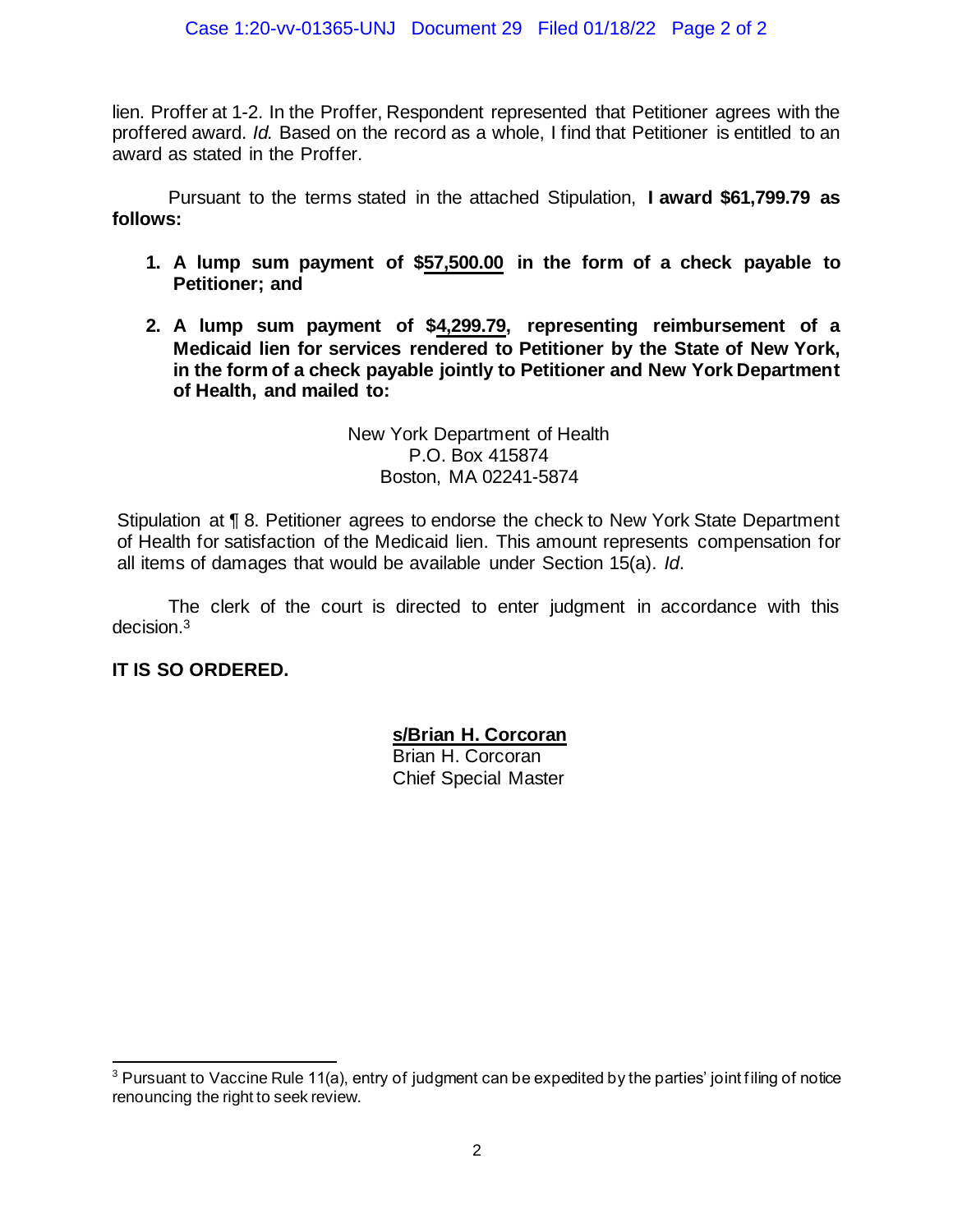lien. Proffer at 1-2. In the Proffer, Respondent represented that Petitioner agrees with the proffered award. *Id.* Based on the record as a whole, I find that Petitioner is entitled to an award as stated in the Proffer.

Pursuant to the terms stated in the attached Stipulation, **I award $61,799.79 as follows:**

1. **A lump sum payment of $<u>57,500.00</u> in the form of a check payable to Petitioner; and**

2. **A lump sum payment of $<u>4,299.79</u>, representing reimbursement of a Medicaid lien for services rendered to Petitioner by the State of New York, in the form of a check payable jointly to Petitioner and New York Department of Health, and mailed to:**

New York Department of Health
P.O. Box 415874
Boston, MA 02241-5874

Stipulation at ¶ 8. Petitioner agrees to endorse the check to New York State Department of Health for satisfaction of the Medicaid lien. This amount represents compensation for all items of damages that would be available under Section 15(a). *Id*.

The clerk of the court is directed to enter judgment in accordance with this decision.[3]

**IT IS SO ORDERED.**

**<u>s/Brian H. Corcoran</u>**
Brian H. Corcoran
Chief Special Master

---

[3] Pursuant to Vaccine Rule 11(a), entry of judgment can be expedited by the parties' joint filing of notice renouncing the right to seek review.